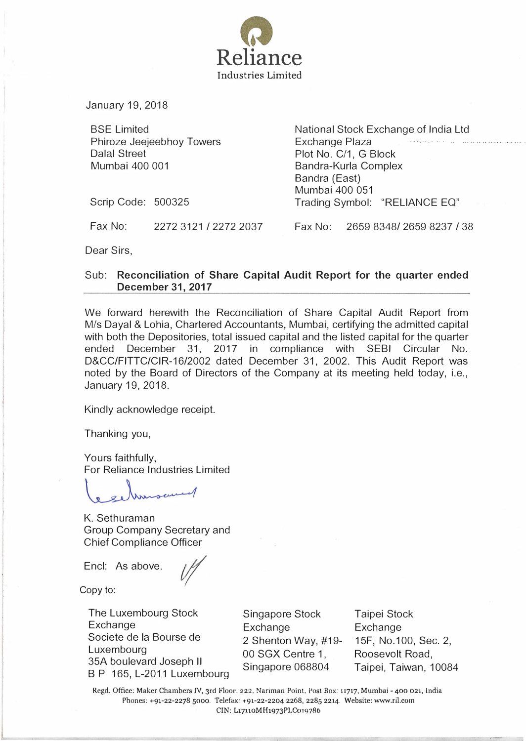# Reliance

Industries Limited

January 19, 2018

| BSE Limited<br>Phiroze Jeejeebhoy Towers<br>Dalal Street<br>Mumbai 400 001 | National Stock Exchange of India Ltd<br>Exchange Plaza<br>Plot No. C/1, G Block<br>Bandra-Kurla Complex<br>Bandra (East)<br>Mumbai 400 051 |
|---|---|
| Scrip Code: 500325 | Trading Symbol: "RELIANCE EQ" |
| Fax No: 2272 3121 / 2272 2037 | Fax No: 2659 8348/ 2659 8237 / 38 |

Dear Sirs,

Sub: **Reconciliation of Share Capital Audit Report for the quarter ended December 31, 2017**

We forward herewith the Reconciliation of Share Capital Audit Report from M/s Dayal & Lohia, Chartered Accountants, Mumbai, certifying the admitted capital with both the Depositories, total issued capital and the listed capital for the quarter ended December 31, 2017 in compliance with SEBI Circular No. D&CC/FITTC/CIR-16/2002 dated December 31, 2002. This Audit Report was noted by the Board of Directors of the Company at its meeting held today, i.e., January 19, 2018.

Kindly acknowledge receipt.

Thanking you,

Yours faithfully,
For Reliance Industries Limited

K. Sethuraman
Group Company Secretary and
Chief Compliance Officer

Encl: As above.

Copy to:

| The Luxembourg Stock Exchange<br>Societe de la Bourse de Luxembourg<br>35A boulevard Joseph II<br>B P 165, L-2011 Luxembourg | Singapore Stock Exchange<br>2 Shenton Way, #19-00 SGX Centre 1,<br>Singapore 068804 | Taipei Stock Exchange<br>15F, No.100, Sec. 2,<br>Roosevolt Road,<br>Taipei, Taiwan, 10084 |
|---|---|---|

Regd. Office: Maker Chambers IV, 3rd Floor, 222, Nariman Point, Post Box: 11717, Mumbai - 400 021, India
Phones: +91-22-2278 5000. Telefax: +91-22-2204 2268, 2285 2214. Website: www.ril.com
CIN: L17110MH1973PLC019786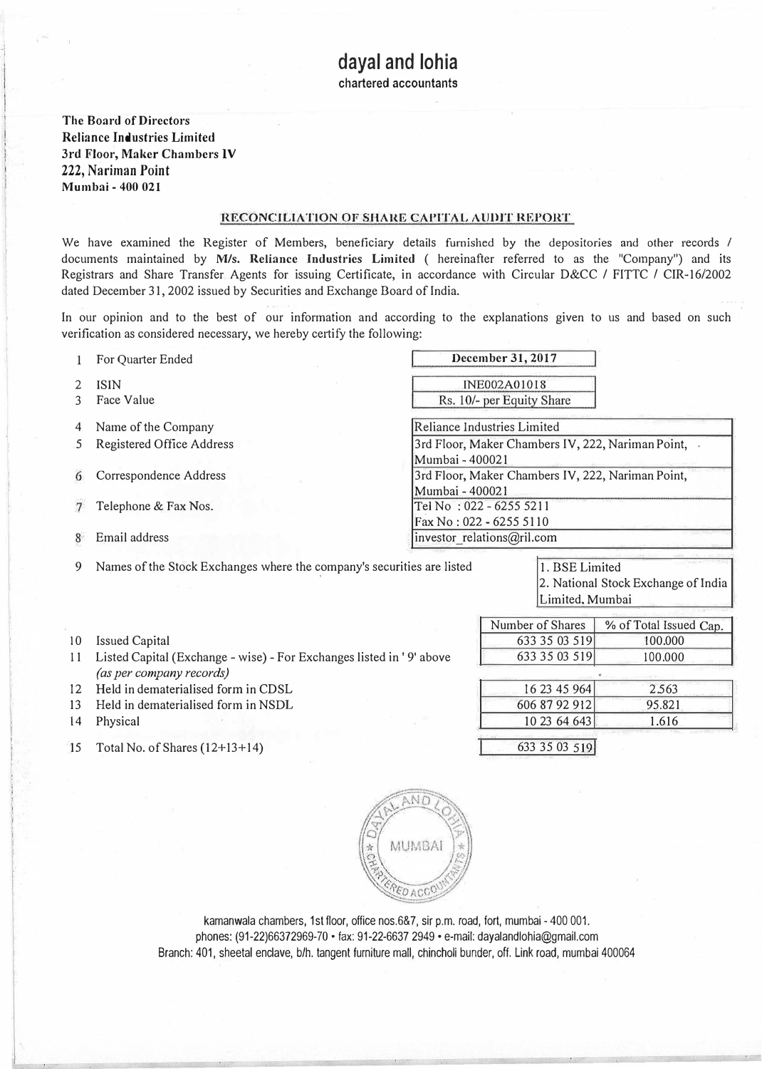# dayal and lohia

chartered accountants

**The Board of Directors**
**Reliance Industries Limited**
**3rd Floor, Maker Chambers IV**
**222, Nariman Point**
**Mumbai - 400 021**

## RECONCILIATION OF SHARE CAPITAL AUDIT REPORT

We have examined the Register of Members, beneficiary details furnished by the depositories and other records / documents maintained by **M/s. Reliance Industries Limited** ( hereinafter referred to as the "Company") and its Registrars and Share Transfer Agents for issuing Certificate, in accordance with Circular D&CC / FITTC / CIR-16/2002 dated December 31, 2002 issued by Securities and Exchange Board of India.

In our opinion and to the best of our information and according to the explanations given to us and based on such verification as considered necessary, we hereby certify the following:

| | | |
|---|---|---|
| 1 | For Quarter Ended | **December 31, 2017** |
| 2 | ISIN | INE002A01018 |
| 3 | Face Value | Rs. 10/- per Equity Share |
| 4 | Name of the Company | Reliance Industries Limited |
| 5 | Registered Office Address | 3rd Floor, Maker Chambers IV, 222, Nariman Point, Mumbai - 400021 |
| 6 | Correspondence Address | 3rd Floor, Maker Chambers IV, 222, Nariman Point, Mumbai - 400021 |
| 7 | Telephone & Fax Nos. | Tel No : 022 - 6255 5211<br>Fax No : 022 - 6255 5110 |
| 8 | Email address | investor_relations@ril.com |
| 9 | Names of the Stock Exchanges where the company's securities are listed | 1. BSE Limited<br>2. National Stock Exchange of India Limited, Mumbai |

| | | Number of Shares | % of Total Issued Cap. |
|---|---|---|---|
| 10 | Issued Capital | 633 35 03 519 | 100.000 |
| 11 | Listed Capital (Exchange - wise) - For Exchanges listed in ' 9' above *(as per company records)* | 633 35 03 519 | 100.000 |
| 12 | Held in dematerialised form in CDSL | 16 23 45 964 | 2.563 |
| 13 | Held in dematerialised form in NSDL | 606 87 92 912 | 95.821 |
| 14 | Physical | 10 23 64 643 | 1.616 |
| 15 | Total No. of Shares (12+13+14) | 633 35 03 519 | |

kamanwala chambers, 1st floor, office nos.6&7, sir p.m. road, fort, mumbai - 400 001.
phones: (91-22)66372969-70 • fax: 91-22-6637 2949 • e-mail: dayalandlohia@gmail.com
Branch: 401, sheetal enclave, b/h. tangent furniture mall, chincholi bunder, off. Link road, mumbai 400064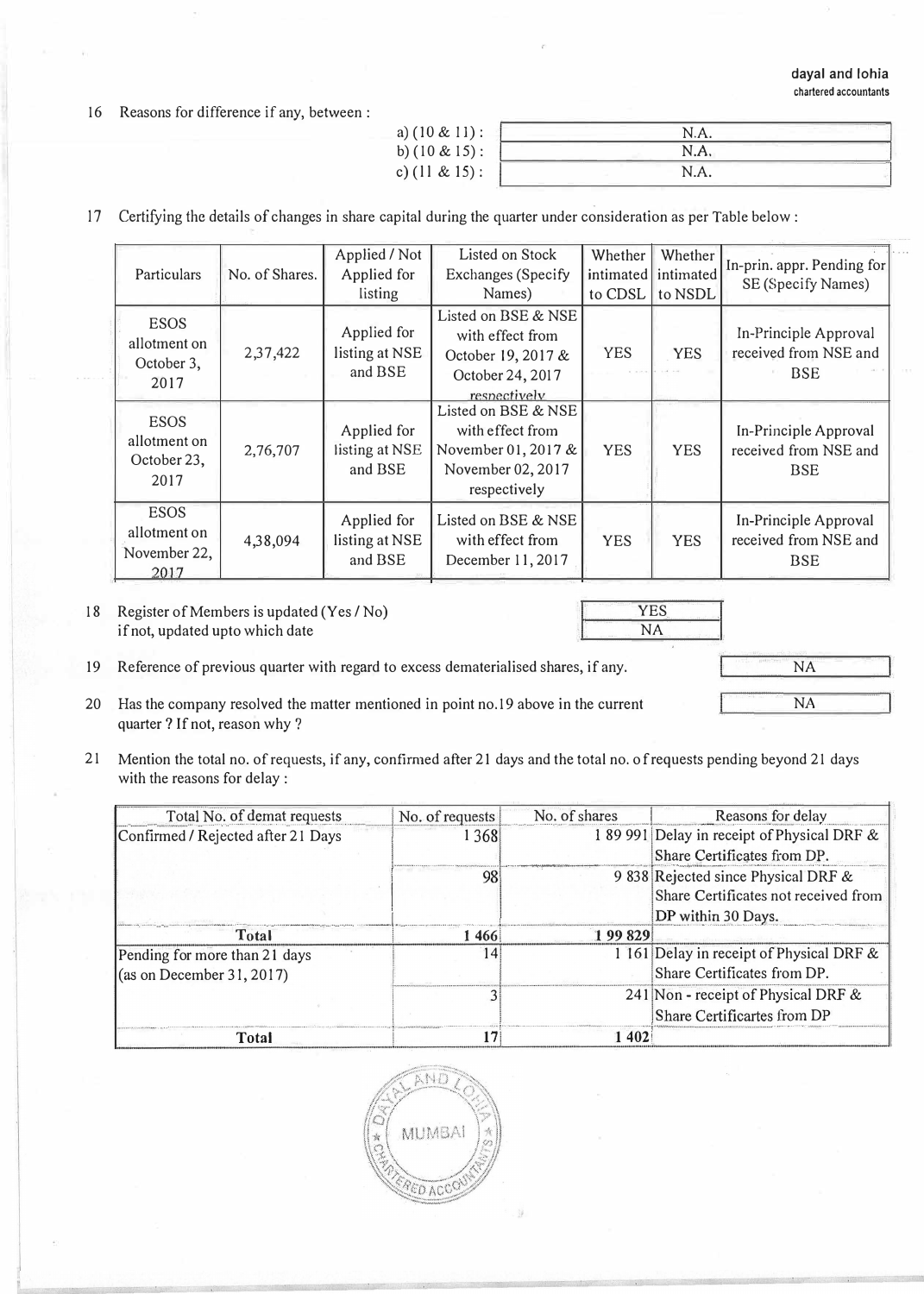16 Reasons for difference if any, between :

| | |
|---|---|
| a) (10 & 11) : | N.A. |
| b) (10 & 15) : | N.A. |
| c) (11 & 15) : | N.A. |

17 Certifying the details of changes in share capital during the quarter under consideration as per Table below :

| Particulars | No. of Shares. | Applied / Not Applied for listing | Listed on Stock Exchanges (Specify Names) | Whether intimated to CDSL | Whether intimated to NSDL | In-prin. appr. Pending for SE (Specify Names) |
|---|---|---|---|---|---|---|
| ESOS allotment on October 3, 2017 | 2,37,422 | Applied for listing at NSE and BSE | Listed on BSE & NSE with effect from October 19, 2017 & October 24, 2017 respectively | YES | YES | In-Principle Approval received from NSE and BSE |
| ESOS allotment on October 23, 2017 | 2,76,707 | Applied for listing at NSE and BSE | Listed on BSE & NSE with effect from November 01, 2017 & November 02, 2017 respectively | YES | YES | In-Principle Approval received from NSE and BSE |
| ESOS allotment on November 22, 2017 | 4,38,094 | Applied for listing at NSE and BSE | Listed on BSE & NSE with effect from December 11, 2017 | YES | YES | In-Principle Approval received from NSE and BSE |

18 Register of Members is updated (Yes / No) — YES
if not, updated upto which date — NA

19 Reference of previous quarter with regard to excess dematerialised shares, if any. — NA

20 Has the company resolved the matter mentioned in point no.19 above in the current quarter ? If not, reason why ? — NA

21 Mention the total no. of requests, if any, confirmed after 21 days and the total no. of requests pending beyond 21 days with the reasons for delay :

| Total No. of demat requests | No. of requests | No. of shares | Reasons for delay |
|---|---|---|---|
| Confirmed / Rejected after 21 Days | 1 368 | 1 89 991 | Delay in receipt of Physical DRF & Share Certificates from DP. |
| | 98 | 9 838 | Rejected since Physical DRF & Share Certificates not received from DP within 30 Days. |
| **Total** | **1 466** | **1 99 829** | |
| Pending for more than 21 days (as on December 31, 2017) | 14 | 1 161 | Delay in receipt of Physical DRF & Share Certificates from DP. |
| | 3 | 241 | Non - receipt of Physical DRF & Share Certificartes from DP |
| **Total** | **17** | **1 402** | |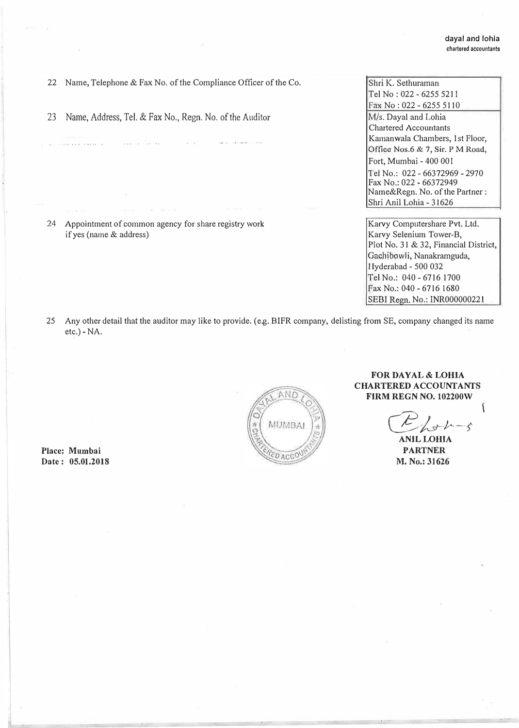| | | |
|---|---|---|
| 22 | Name, Telephone & Fax No. of the Compliance Officer of the Co. | Shri K. Sethuraman<br>Tel No : 022 - 6255 5211<br>Fax No : 022 - 6255 5110 |
| 23 | Name, Address, Tel. & Fax No., Regn. No. of the Auditor | M/s. Dayal and Lohia<br>Chartered Accountants<br>Kamanwala Chambers, 1st Floor,<br>Office Nos.6 & 7, Sir. P M Road,<br>Fort, Mumbai - 400 001<br>Tel No.: 022 - 66372969 - 2970<br>Fax No.: 022 - 66372949<br>Name&Regn. No. of the Partner :<br>Shri Anil Lohia - 31626 |
| 24 | Appointment of common agency for share registry work if yes (name & address) | Karvy Computershare Pvt. Ltd.<br>Karvy Selenium Tower-B,<br>Plot No. 31 & 32, Financial District,<br>Gachibowli, Nanakramguda,<br>Hyderabad - 500 032<br>Tel No.: 040 - 6716 1700<br>Fax No.: 040 - 6716 1680<br>SEBI Regn. No.: INR000000221 |

25 Any other detail that the auditor may like to provide. (e.g. BIFR company, delisting from SE, company changed its name etc.) - NA.

**FOR DAYAL & LOHIA**
**CHARTERED ACCOUNTANTS**
**FIRM REGN NO. 102200W**

**ANIL LOHIA**
**PARTNER**
**M. No.: 31626**

**Place: Mumbai**
**Date : 05.01.2018**